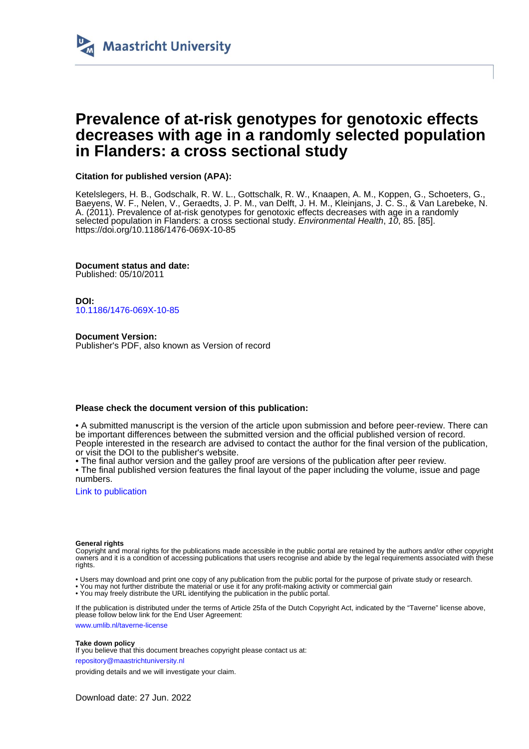# Prevalence of at-risk genotypes for genotoxic effects decreases with age in a randomly selected population in Flanders: a cross sectional study

**Citation for published version (APA):**

Ketelslegers, H. B., Godschalk, R. W. L., Gottschalk, R. W., Knaapen, A. M., Koppen, G., Schoeters, G., Baeyens, W. F., Nelen, V., Geraedts, J. P. M., van Delft, J. H. M., Kleinjans, J. C. S., & Van Larebeke, N. A. (2011). Prevalence of at-risk genotypes for genotoxic effects decreases with age in a randomly selected population in Flanders: a cross sectional study. *Environmental Health*, *10*, 85. [85]. https://doi.org/10.1186/1476-069X-10-85

**Document status and date:**
Published: 05/10/2011

**DOI:**
10.1186/1476-069X-10-85

**Document Version:**
Publisher's PDF, also known as Version of record

**Please check the document version of this publication:**

• A submitted manuscript is the version of the article upon submission and before peer-review. There can be important differences between the submitted version and the official published version of record. People interested in the research are advised to contact the author for the final version of the publication, or visit the DOI to the publisher's website.
• The final author version and the galley proof are versions of the publication after peer review.
• The final published version features the final layout of the paper including the volume, issue and page numbers.

Link to publication

**General rights**
Copyright and moral rights for the publications made accessible in the public portal are retained by the authors and/or other copyright owners and it is a condition of accessing publications that users recognise and abide by the legal requirements associated with these rights.

• Users may download and print one copy of any publication from the public portal for the purpose of private study or research.
• You may not further distribute the material or use it for any profit-making activity or commercial gain
• You may freely distribute the URL identifying the publication in the public portal.

If the publication is distributed under the terms of Article 25fa of the Dutch Copyright Act, indicated by the "Taverne" license above, please follow below link for the End User Agreement:

www.umlib.nl/taverne-license

**Take down policy**
If you believe that this document breaches copyright please contact us at:

repository@maastrichtuniversity.nl

providing details and we will investigate your claim.

Download date: 27 Jun. 2022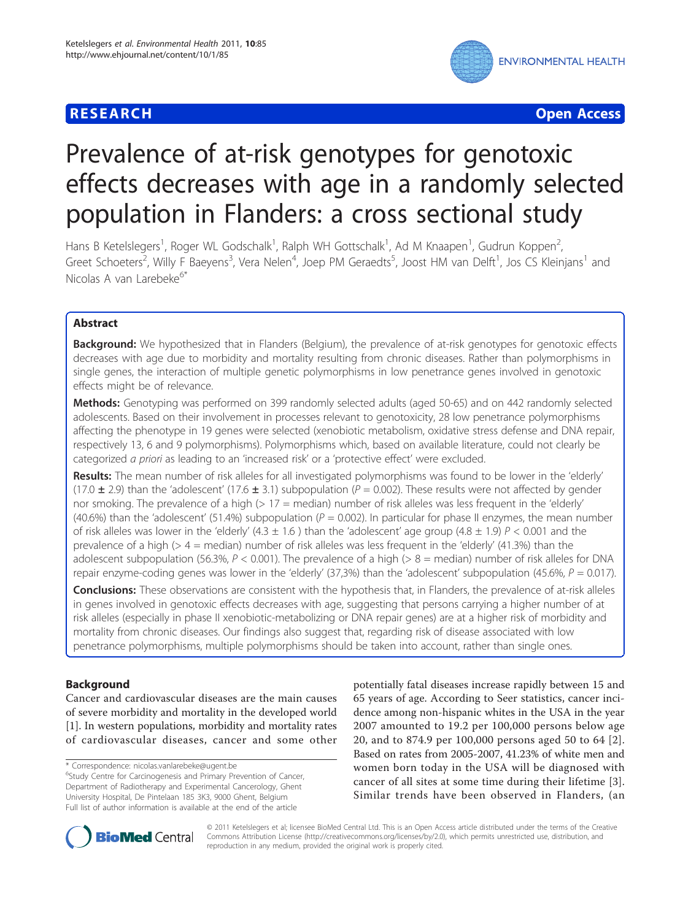# Prevalence of at-risk genotypes for genotoxic effects decreases with age in a randomly selected population in Flanders: a cross sectional study

Hans B Ketelslegers[1], Roger WL Godschalk[1], Ralph WH Gottschalk[1], Ad M Knaapen[1], Gudrun Koppen[2], Greet Schoeters[2], Willy F Baeyens[3], Vera Nelen[4], Joep PM Geraedts[5], Joost HM van Delft[1], Jos CS Kleinjans[1] and Nicolas A van Larebeke[6*]

## Abstract

**Background:** We hypothesized that in Flanders (Belgium), the prevalence of at-risk genotypes for genotoxic effects decreases with age due to morbidity and mortality resulting from chronic diseases. Rather than polymorphisms in single genes, the interaction of multiple genetic polymorphisms in low penetrance genes involved in genotoxic effects might be of relevance.

**Methods:** Genotyping was performed on 399 randomly selected adults (aged 50-65) and on 442 randomly selected adolescents. Based on their involvement in processes relevant to genotoxicity, 28 low penetrance polymorphisms affecting the phenotype in 19 genes were selected (xenobiotic metabolism, oxidative stress defense and DNA repair, respectively 13, 6 and 9 polymorphisms). Polymorphisms which, based on available literature, could not clearly be categorized *a priori* as leading to an 'increased risk' or a 'protective effect' were excluded.

**Results:** The mean number of risk alleles for all investigated polymorphisms was found to be lower in the 'elderly' (17.0 ± 2.9) than the 'adolescent' (17.6 ± 3.1) subpopulation ($P = 0.002$). These results were not affected by gender nor smoking. The prevalence of a high (> 17 = median) number of risk alleles was less frequent in the 'elderly' (40.6%) than the 'adolescent' (51.4%) subpopulation ($P = 0.002$). In particular for phase II enzymes, the mean number of risk alleles was lower in the 'elderly' (4.3 ± 1.6 ) than the 'adolescent' age group (4.8 ± 1.9) $P < 0.001$ and the prevalence of a high (> 4 = median) number of risk alleles was less frequent in the 'elderly' (41.3%) than the adolescent subpopulation (56.3%, $P < 0.001$). The prevalence of a high (> 8 = median) number of risk alleles for DNA repair enzyme-coding genes was lower in the 'elderly' (37,3%) than the 'adolescent' subpopulation (45.6%, $P = 0.017$).

**Conclusions:** These observations are consistent with the hypothesis that, in Flanders, the prevalence of at-risk alleles in genes involved in genotoxic effects decreases with age, suggesting that persons carrying a higher number of at risk alleles (especially in phase II xenobiotic-metabolizing or DNA repair genes) are at a higher risk of morbidity and mortality from chronic diseases. Our findings also suggest that, regarding risk of disease associated with low penetrance polymorphisms, multiple polymorphisms should be taken into account, rather than single ones.

## Background

Cancer and cardiovascular diseases are the main causes of severe morbidity and mortality in the developed world [1]. In western populations, morbidity and mortality rates of cardiovascular diseases, cancer and some other potentially fatal diseases increase rapidly between 15 and 65 years of age. According to Seer statistics, cancer incidence among non-hispanic whites in the USA in the year 2007 amounted to 19.2 per 100,000 persons below age 20, and to 874.9 per 100,000 persons aged 50 to 64 [2]. Based on rates from 2005-2007, 41.23% of white men and women born today in the USA will be diagnosed with cancer of all sites at some time during their lifetime [3]. Similar trends have been observed in Flanders, (an

\* Correspondence: nicolas.vanlarebeke@ugent.be
[6]Study Centre for Carcinogenesis and Primary Prevention of Cancer, Department of Radiotherapy and Experimental Cancerology, Ghent University Hospital, De Pintelaan 185 3K3, 9000 Ghent, Belgium
Full list of author information is available at the end of the article

© 2011 Ketelslegers et al; licensee BioMed Central Ltd. This is an Open Access article distributed under the terms of the Creative Commons Attribution License (http://creativecommons.org/licenses/by/2.0), which permits unrestricted use, distribution, and reproduction in any medium, provided the original work is properly cited.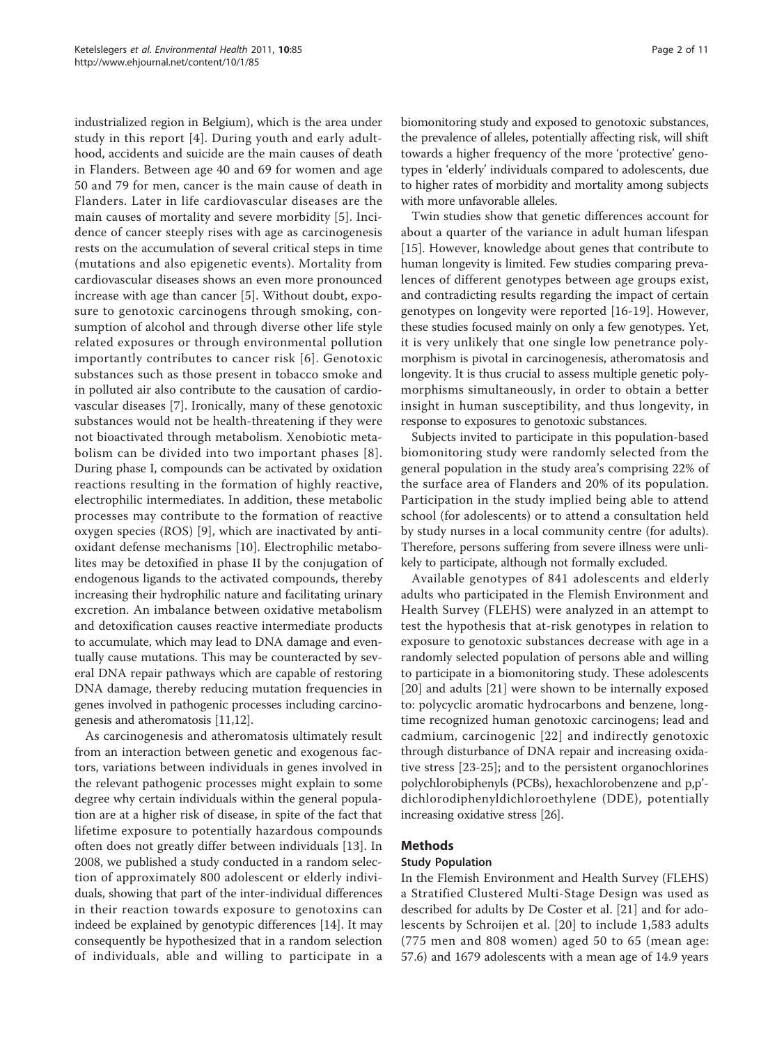industrialized region in Belgium), which is the area under study in this report [4]. During youth and early adulthood, accidents and suicide are the main causes of death in Flanders. Between age 40 and 69 for women and age 50 and 79 for men, cancer is the main cause of death in Flanders. Later in life cardiovascular diseases are the main causes of mortality and severe morbidity [5]. Incidence of cancer steeply rises with age as carcinogenesis rests on the accumulation of several critical steps in time (mutations and also epigenetic events). Mortality from cardiovascular diseases shows an even more pronounced increase with age than cancer [5]. Without doubt, exposure to genotoxic carcinogens through smoking, consumption of alcohol and through diverse other life style related exposures or through environmental pollution importantly contributes to cancer risk [6]. Genotoxic substances such as those present in tobacco smoke and in polluted air also contribute to the causation of cardiovascular diseases [7]. Ironically, many of these genotoxic substances would not be health-threatening if they were not bioactivated through metabolism. Xenobiotic metabolism can be divided into two important phases [8]. During phase I, compounds can be activated by oxidation reactions resulting in the formation of highly reactive, electrophilic intermediates. In addition, these metabolic processes may contribute to the formation of reactive oxygen species (ROS) [9], which are inactivated by antioxidant defense mechanisms [10]. Electrophilic metabolites may be detoxified in phase II by the conjugation of endogenous ligands to the activated compounds, thereby increasing their hydrophilic nature and facilitating urinary excretion. An imbalance between oxidative metabolism and detoxification causes reactive intermediate products to accumulate, which may lead to DNA damage and eventually cause mutations. This may be counteracted by several DNA repair pathways which are capable of restoring DNA damage, thereby reducing mutation frequencies in genes involved in pathogenic processes including carcinogenesis and atheromatosis [11,12].

As carcinogenesis and atheromatosis ultimately result from an interaction between genetic and exogenous factors, variations between individuals in genes involved in the relevant pathogenic processes might explain to some degree why certain individuals within the general population are at a higher risk of disease, in spite of the fact that lifetime exposure to potentially hazardous compounds often does not greatly differ between individuals [13]. In 2008, we published a study conducted in a random selection of approximately 800 adolescent or elderly individuals, showing that part of the inter-individual differences in their reaction towards exposure to genotoxins can indeed be explained by genotypic differences [14]. It may consequently be hypothesized that in a random selection of individuals, able and willing to participate in a biomonitoring study and exposed to genotoxic substances, the prevalence of alleles, potentially affecting risk, will shift towards a higher frequency of the more 'protective' genotypes in 'elderly' individuals compared to adolescents, due to higher rates of morbidity and mortality among subjects with more unfavorable alleles.

Twin studies show that genetic differences account for about a quarter of the variance in adult human lifespan [15]. However, knowledge about genes that contribute to human longevity is limited. Few studies comparing prevalences of different genotypes between age groups exist, and contradicting results regarding the impact of certain genotypes on longevity were reported [16-19]. However, these studies focused mainly on only a few genotypes. Yet, it is very unlikely that one single low penetrance polymorphism is pivotal in carcinogenesis, atheromatosis and longevity. It is thus crucial to assess multiple genetic polymorphisms simultaneously, in order to obtain a better insight in human susceptibility, and thus longevity, in response to exposures to genotoxic substances.

Subjects invited to participate in this population-based biomonitoring study were randomly selected from the general population in the study area's comprising 22% of the surface area of Flanders and 20% of its population. Participation in the study implied being able to attend school (for adolescents) or to attend a consultation held by study nurses in a local community centre (for adults). Therefore, persons suffering from severe illness were unlikely to participate, although not formally excluded.

Available genotypes of 841 adolescents and elderly adults who participated in the Flemish Environment and Health Survey (FLEHS) were analyzed in an attempt to test the hypothesis that at-risk genotypes in relation to exposure to genotoxic substances decrease with age in a randomly selected population of persons able and willing to participate in a biomonitoring study. These adolescents [20] and adults [21] were shown to be internally exposed to: polycyclic aromatic hydrocarbons and benzene, long-time recognized human genotoxic carcinogens; lead and cadmium, carcinogenic [22] and indirectly genotoxic through disturbance of DNA repair and increasing oxidative stress [23-25]; and to the persistent organochlorines polychlorobiphenyls (PCBs), hexachlorobenzene and p,p'-dichlorodiphenyldichloroethylene (DDE), potentially increasing oxidative stress [26].

## Methods

### Study Population

In the Flemish Environment and Health Survey (FLEHS) a Stratified Clustered Multi-Stage Design was used as described for adults by De Coster et al. [21] and for adolescents by Schroijen et al. [20] to include 1,583 adults (775 men and 808 women) aged 50 to 65 (mean age: 57.6) and 1679 adolescents with a mean age of 14.9 years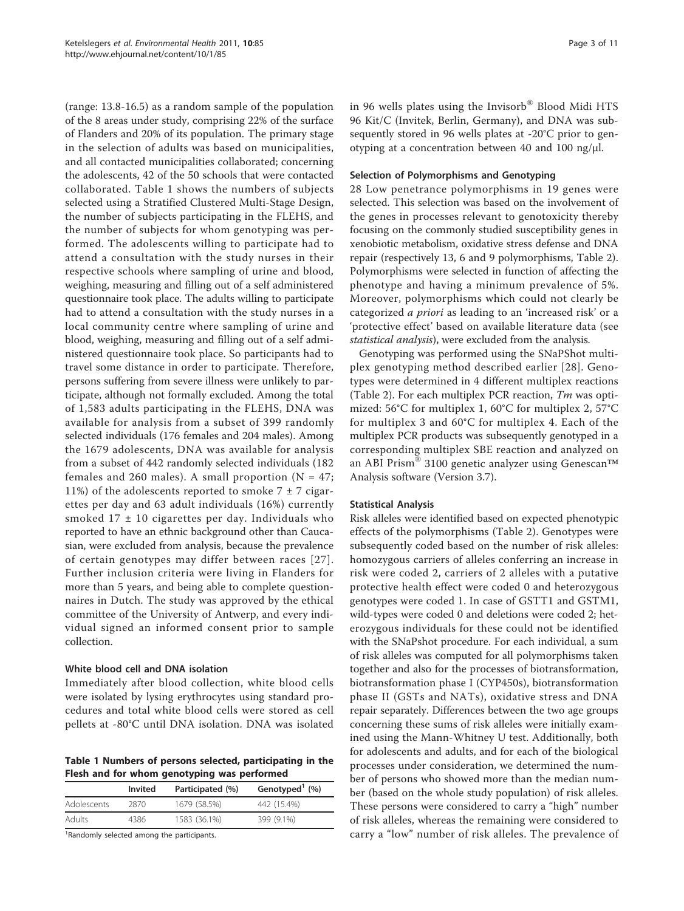(range: 13.8-16.5) as a random sample of the population of the 8 areas under study, comprising 22% of the surface of Flanders and 20% of its population. The primary stage in the selection of adults was based on municipalities, and all contacted municipalities collaborated; concerning the adolescents, 42 of the 50 schools that were contacted collaborated. Table 1 shows the numbers of subjects selected using a Stratified Clustered Multi-Stage Design, the number of subjects participating in the FLEHS, and the number of subjects for whom genotyping was performed. The adolescents willing to participate had to attend a consultation with the study nurses in their respective schools where sampling of urine and blood, weighing, measuring and filling out of a self administered questionnaire took place. The adults willing to participate had to attend a consultation with the study nurses in a local community centre where sampling of urine and blood, weighing, measuring and filling out of a self administered questionnaire took place. So participants had to travel some distance in order to participate. Therefore, persons suffering from severe illness were unlikely to participate, although not formally excluded. Among the total of 1,583 adults participating in the FLEHS, DNA was available for analysis from a subset of 399 randomly selected individuals (176 females and 204 males). Among the 1679 adolescents, DNA was available for analysis from a subset of 442 randomly selected individuals (182 females and 260 males). A small proportion (N = 47; 11%) of the adolescents reported to smoke 7 ± 7 cigarettes per day and 63 adult individuals (16%) currently smoked 17 ± 10 cigarettes per day. Individuals who reported to have an ethnic background other than Caucasian, were excluded from analysis, because the prevalence of certain genotypes may differ between races [27]. Further inclusion criteria were living in Flanders for more than 5 years, and being able to complete questionnaires in Dutch. The study was approved by the ethical committee of the University of Antwerp, and every individual signed an informed consent prior to sample collection.

### White blood cell and DNA isolation

Immediately after blood collection, white blood cells were isolated by lysing erythrocytes using standard procedures and total white blood cells were stored as cell pellets at -80°C until DNA isolation. DNA was isolated in 96 wells plates using the Invisorb® Blood Midi HTS 96 Kit/C (Invitek, Berlin, Germany), and DNA was subsequently stored in 96 wells plates at -20°C prior to genotyping at a concentration between 40 and 100 ng/μl.

**Table 1 Numbers of persons selected, participating in the Flesh and for whom genotyping was performed**

| | Invited | Participated (%) | Genotyped[1] (%) |
|---|---|---|---|
| Adolescents | 2870 | 1679 (58.5%) | 442 (15.4%) |
| Adults | 4386 | 1583 (36.1%) | 399 (9.1%) |

[1]Randomly selected among the participants.

### Selection of Polymorphisms and Genotyping

28 Low penetrance polymorphisms in 19 genes were selected. This selection was based on the involvement of the genes in processes relevant to genotoxicity thereby focusing on the commonly studied susceptibility genes in xenobiotic metabolism, oxidative stress defense and DNA repair (respectively 13, 6 and 9 polymorphisms, Table 2). Polymorphisms were selected in function of affecting the phenotype and having a minimum prevalence of 5%. Moreover, polymorphisms which could not clearly be categorized *a priori* as leading to an 'increased risk' or a 'protective effect' based on available literature data (see *statistical analysis*), were excluded from the analysis.

Genotyping was performed using the SNaPShot multiplex genotyping method described earlier [28]. Genotypes were determined in 4 different multiplex reactions (Table 2). For each multiplex PCR reaction, *Tm* was optimized: 56°C for multiplex 1, 60°C for multiplex 2, 57°C for multiplex 3 and 60°C for multiplex 4. Each of the multiplex PCR products was subsequently genotyped in a corresponding multiplex SBE reaction and analyzed on an ABI Prism® 3100 genetic analyzer using Genescan™ Analysis software (Version 3.7).

### Statistical Analysis

Risk alleles were identified based on expected phenotypic effects of the polymorphisms (Table 2). Genotypes were subsequently coded based on the number of risk alleles: homozygous carriers of alleles conferring an increase in risk were coded 2, carriers of 2 alleles with a putative protective health effect were coded 0 and heterozygous genotypes were coded 1. In case of GSTT1 and GSTM1, wild-types were coded 0 and deletions were coded 2; heterozygous individuals for these could not be identified with the SNaPshot procedure. For each individual, a sum of risk alleles was computed for all polymorphisms taken together and also for the processes of biotransformation, biotransformation phase I (CYP450s), biotransformation phase II (GSTs and NATs), oxidative stress and DNA repair separately. Differences between the two age groups concerning these sums of risk alleles were initially examined using the Mann-Whitney U test. Additionally, both for adolescents and adults, and for each of the biological processes under consideration, we determined the number of persons who showed more than the median number (based on the whole study population) of risk alleles. These persons were considered to carry a "high" number of risk alleles, whereas the remaining were considered to carry a "low" number of risk alleles. The prevalence of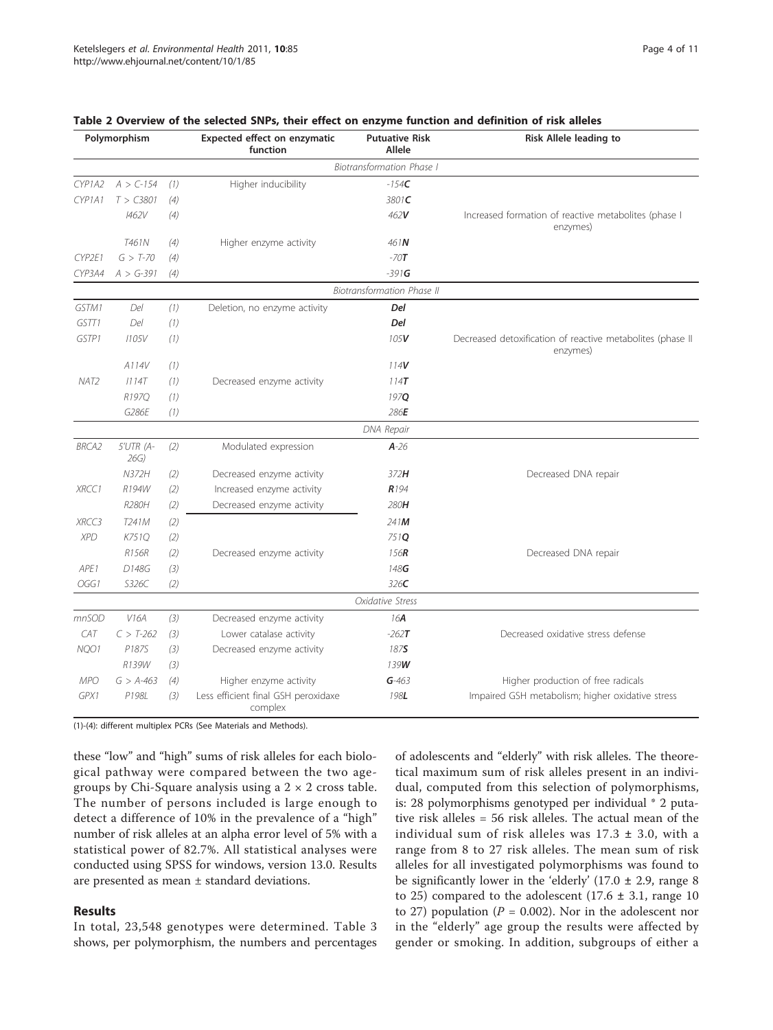**Table 2 Overview of the selected SNPs, their effect on enzyme function and definition of risk alleles**

| Polymorphism | | | Expected effect on enzymatic function | Putuative Risk Allele | Risk Allele leading to |
|---|---|---|---|---|---|
| | | | | *Biotransformation Phase I* | |
| *CYP1A2* | *A > C-154* | (1) | Higher inducibility | -154**C** | |
| *CYP1A1* | *T > C3801* | (4) | | 3801**C** | |
| | *I462V* | (4) | | 462**V** | Increased formation of reactive metabolites (phase I enzymes) |
| | *T461N* | (4) | Higher enzyme activity | 461**N** | |
| *CYP2E1* | *G > T-70* | (4) | | -70**T** | |
| *CYP3A4* | *A > G-391* | (4) | | -391**G** | |
| | | | | *Biotransformation Phase II* | |
| *GSTM1* | *Del* | (1) | Deletion, no enzyme activity | **Del** | |
| *GSTT1* | *Del* | (1) | | **Del** | |
| *GSTP1* | *I105V* | (1) | | 105**V** | Decreased detoxification of reactive metabolites (phase II enzymes) |
| | *A114V* | (1) | | 114**V** | |
| *NAT2* | *I114T* | (1) | Decreased enzyme activity | 114**T** | |
| | *R197Q* | (1) | | 197**Q** | |
| | *G286E* | (1) | | 286**E** | |
| | | | | *DNA Repair* | |
| *BRCA2* | *5'UTR (A-26G)* | (2) | Modulated expression | **A**-26 | |
| | *N372H* | (2) | Decreased enzyme activity | 372**H** | Decreased DNA repair |
| *XRCC1* | *R194W* | (2) | Increased enzyme activity | **R**194 | |
| | *R280H* | (2) | Decreased enzyme activity | 280**H** | |
| *XRCC3* | *T241M* | (2) | | 241**M** | |
| *XPD* | *K751Q* | (2) | | 751**Q** | |
| | *R156R* | (2) | Decreased enzyme activity | 156**R** | Decreased DNA repair |
| *APE1* | *D148G* | (3) | | 148**G** | |
| *OGG1* | *S326C* | (2) | | 326**C** | |
| | | | | *Oxidative Stress* | |
| *mnSOD* | *V16A* | (3) | Decreased enzyme activity | 16**A** | |
| *CAT* | *C > T-262* | (3) | Lower catalase activity | -262**T** | Decreased oxidative stress defense |
| *NQO1* | *P187S* | (3) | Decreased enzyme activity | 187**S** | |
| | *R139W* | (3) | | 139**W** | |
| *MPO* | *G > A-463* | (4) | Higher enzyme activity | **G**-463 | Higher production of free radicals |
| *GPX1* | *P198L* | (3) | Less efficient final GSH peroxidaxe complex | 198**L** | Impaired GSH metabolism; higher oxidative stress |

(1)-(4): different multiplex PCRs (See Materials and Methods).

these "low" and "high" sums of risk alleles for each biological pathway were compared between the two age-groups by Chi-Square analysis using a 2 × 2 cross table. The number of persons included is large enough to detect a difference of 10% in the prevalence of a "high" number of risk alleles at an alpha error level of 5% with a statistical power of 82.7%. All statistical analyses were conducted using SPSS for windows, version 13.0. Results are presented as mean ± standard deviations.

## Results

In total, 23,548 genotypes were determined. Table 3 shows, per polymorphism, the numbers and percentages of adolescents and "elderly" with risk alleles. The theoretical maximum sum of risk alleles present in an individual, computed from this selection of polymorphisms, is: 28 polymorphisms genotyped per individual * 2 putative risk alleles = 56 risk alleles. The actual mean of the individual sum of risk alleles was 17.3 ± 3.0, with a range from 8 to 27 risk alleles. The mean sum of risk alleles for all investigated polymorphisms was found to be significantly lower in the 'elderly' (17.0 ± 2.9, range 8 to 25) compared to the adolescent (17.6 ± 3.1, range 10 to 27) population ($P = 0.002$). Nor in the adolescent nor in the "elderly" age group the results were affected by gender or smoking. In addition, subgroups of either a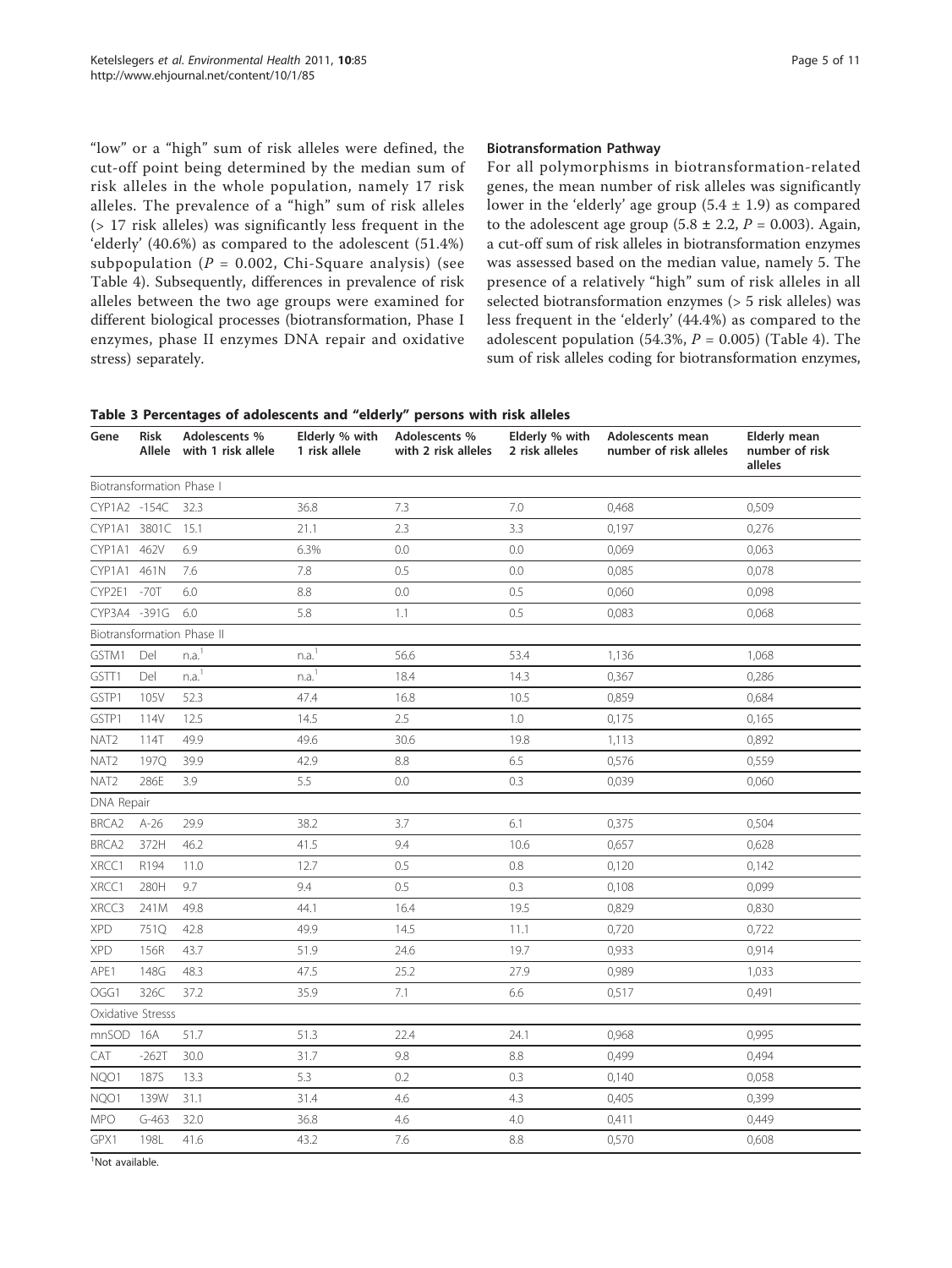"low" or a "high" sum of risk alleles were defined, the cut-off point being determined by the median sum of risk alleles in the whole population, namely 17 risk alleles. The prevalence of a "high" sum of risk alleles (> 17 risk alleles) was significantly less frequent in the 'elderly' (40.6%) as compared to the adolescent (51.4%) subpopulation ($P = 0.002$, Chi-Square analysis) (see Table 4). Subsequently, differences in prevalence of risk alleles between the two age groups were examined for different biological processes (biotransformation, Phase I enzymes, phase II enzymes DNA repair and oxidative stress) separately.

### Biotransformation Pathway

For all polymorphisms in biotransformation-related genes, the mean number of risk alleles was significantly lower in the 'elderly' age group (5.4 ± 1.9) as compared to the adolescent age group (5.8 ± 2.2, $P = 0.003$). Again, a cut-off sum of risk alleles in biotransformation enzymes was assessed based on the median value, namely 5. The presence of a relatively "high" sum of risk alleles in all selected biotransformation enzymes (> 5 risk alleles) was less frequent in the 'elderly' (44.4%) as compared to the adolescent population (54.3%, $P = 0.005$) (Table 4). The sum of risk alleles coding for biotransformation enzymes,

**Table 3 Percentages of adolescents and "elderly" persons with risk alleles**

| Gene | Risk Allele | Adolescents % with 1 risk allele | Elderly % with 1 risk allele | Adolescents % with 2 risk alleles | Elderly % with 2 risk alleles | Adolescents mean number of risk alleles | Elderly mean number of risk alleles |
|---|---|---|---|---|---|---|---|
| Biotransformation Phase I | | | | | | | |
| CYP1A2 | -154C | 32.3 | 36.8 | 7.3 | 7.0 | 0,468 | 0,509 |
| CYP1A1 | 3801C | 15.1 | 21.1 | 2.3 | 3.3 | 0,197 | 0,276 |
| CYP1A1 | 462V | 6.9 | 6.3% | 0.0 | 0.0 | 0,069 | 0,063 |
| CYP1A1 | 461N | 7.6 | 7.8 | 0.5 | 0.0 | 0,085 | 0,078 |
| CYP2E1 | -70T | 6.0 | 8.8 | 0.0 | 0.5 | 0,060 | 0,098 |
| CYP3A4 | -391G | 6.0 | 5.8 | 1.1 | 0.5 | 0,083 | 0,068 |
| Biotransformation Phase II | | | | | | | |
| GSTM1 | Del | n.a.[1] | n.a.[1] | 56.6 | 53.4 | 1,136 | 1,068 |
| GSTT1 | Del | n.a.[1] | n.a.[1] | 18.4 | 14.3 | 0,367 | 0,286 |
| GSTP1 | 105V | 52.3 | 47.4 | 16.8 | 10.5 | 0,859 | 0,684 |
| GSTP1 | 114V | 12.5 | 14.5 | 2.5 | 1.0 | 0,175 | 0,165 |
| NAT2 | 114T | 49.9 | 49.6 | 30.6 | 19.8 | 1,113 | 0,892 |
| NAT2 | 197Q | 39.9 | 42.9 | 8.8 | 6.5 | 0,576 | 0,559 |
| NAT2 | 286E | 3.9 | 5.5 | 0.0 | 0.3 | 0,039 | 0,060 |
| DNA Repair | | | | | | | |
| BRCA2 | A-26 | 29.9 | 38.2 | 3.7 | 6.1 | 0,375 | 0,504 |
| BRCA2 | 372H | 46.2 | 41.5 | 9.4 | 10.6 | 0,657 | 0,628 |
| XRCC1 | R194 | 11.0 | 12.7 | 0.5 | 0.8 | 0,120 | 0,142 |
| XRCC1 | 280H | 9.7 | 9.4 | 0.5 | 0.3 | 0,108 | 0,099 |
| XRCC3 | 241M | 49.8 | 44.1 | 16.4 | 19.5 | 0,829 | 0,830 |
| XPD | 751Q | 42.8 | 49.9 | 14.5 | 11.1 | 0,720 | 0,722 |
| XPD | 156R | 43.7 | 51.9 | 24.6 | 19.7 | 0,933 | 0,914 |
| APE1 | 148G | 48.3 | 47.5 | 25.2 | 27.9 | 0,989 | 1,033 |
| OGG1 | 326C | 37.2 | 35.9 | 7.1 | 6.6 | 0,517 | 0,491 |
| Oxidative Stresss | | | | | | | |
| mnSOD | 16A | 51.7 | 51.3 | 22.4 | 24.1 | 0,968 | 0,995 |
| CAT | -262T | 30.0 | 31.7 | 9.8 | 8.8 | 0,499 | 0,494 |
| NQO1 | 187S | 13.3 | 5.3 | 0.2 | 0.3 | 0,140 | 0,058 |
| NQO1 | 139W | 31.1 | 31.4 | 4.6 | 4.3 | 0,405 | 0,399 |
| MPO | G-463 | 32.0 | 36.8 | 4.6 | 4.0 | 0,411 | 0,449 |
| GPX1 | 198L | 41.6 | 43.2 | 7.6 | 8.8 | 0,570 | 0,608 |

[1]Not available.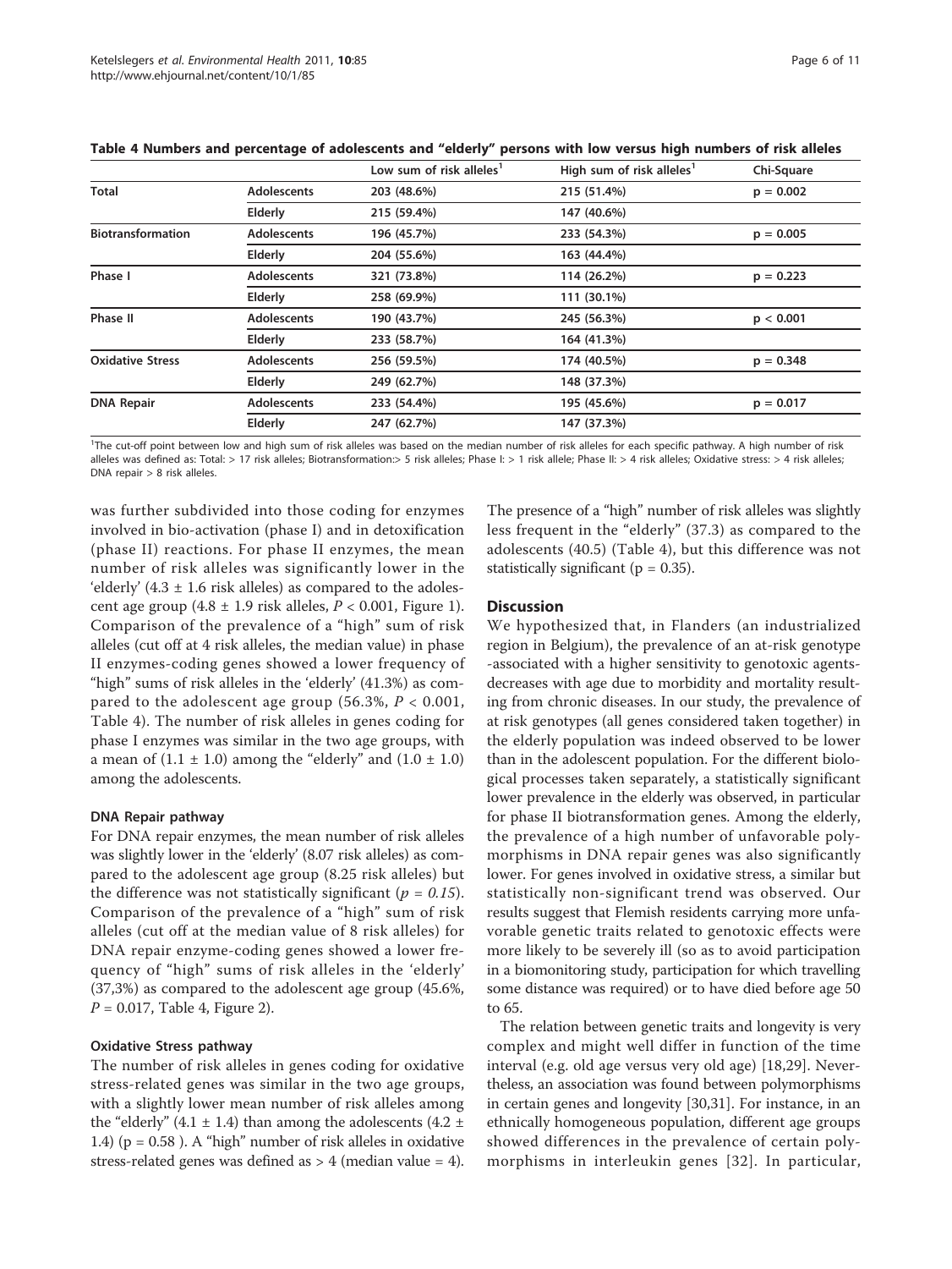**Table 4 Numbers and percentage of adolescents and "elderly" persons with low versus high numbers of risk alleles**

| | | Low sum of risk alleles[1] | High sum of risk alleles[1] | Chi-Square |
|---|---|---|---|---|
| **Total** | **Adolescents** | 203 (48.6%) | 215 (51.4%) | p = 0.002 |
| | **Elderly** | 215 (59.4%) | 147 (40.6%) | |
| **Biotransformation** | **Adolescents** | 196 (45.7%) | 233 (54.3%) | p = 0.005 |
| | **Elderly** | 204 (55.6%) | 163 (44.4%) | |
| **Phase I** | **Adolescents** | 321 (73.8%) | 114 (26.2%) | p = 0.223 |
| | **Elderly** | 258 (69.9%) | 111 (30.1%) | |
| **Phase II** | **Adolescents** | 190 (43.7%) | 245 (56.3%) | p < 0.001 |
| | **Elderly** | 233 (58.7%) | 164 (41.3%) | |
| **Oxidative Stress** | **Adolescents** | 256 (59.5%) | 174 (40.5%) | p = 0.348 |
| | **Elderly** | 249 (62.7%) | 148 (37.3%) | |
| **DNA Repair** | **Adolescents** | 233 (54.4%) | 195 (45.6%) | p = 0.017 |
| | **Elderly** | 247 (62.7%) | 147 (37.3%) | |

[1]The cut-off point between low and high sum of risk alleles was based on the median number of risk alleles for each specific pathway. A high number of risk alleles was defined as: Total: > 17 risk alleles; Biotransformation:> 5 risk alleles; Phase I: > 1 risk allele; Phase II: > 4 risk alleles; Oxidative stress: > 4 risk alleles; DNA repair > 8 risk alleles.

was further subdivided into those coding for enzymes involved in bio-activation (phase I) and in detoxification (phase II) reactions. For phase II enzymes, the mean number of risk alleles was significantly lower in the 'elderly' (4.3 ± 1.6 risk alleles) as compared to the adolescent age group (4.8 ± 1.9 risk alleles, $P < 0.001$, Figure 1). Comparison of the prevalence of a "high" sum of risk alleles (cut off at 4 risk alleles, the median value) in phase II enzymes-coding genes showed a lower frequency of "high" sums of risk alleles in the 'elderly' (41.3%) as compared to the adolescent age group (56.3%, $P < 0.001$, Table 4). The number of risk alleles in genes coding for phase I enzymes was similar in the two age groups, with a mean of (1.1 ± 1.0) among the "elderly" and (1.0 ± 1.0) among the adolescents.

### DNA Repair pathway

For DNA repair enzymes, the mean number of risk alleles was slightly lower in the 'elderly' (8.07 risk alleles) as compared to the adolescent age group (8.25 risk alleles) but the difference was not statistically significant ($p = 0.15$). Comparison of the prevalence of a "high" sum of risk alleles (cut off at the median value of 8 risk alleles) for DNA repair enzyme-coding genes showed a lower frequency of "high" sums of risk alleles in the 'elderly' (37,3%) as compared to the adolescent age group (45.6%, $P = 0.017$, Table 4, Figure 2).

### Oxidative Stress pathway

The number of risk alleles in genes coding for oxidative stress-related genes was similar in the two age groups, with a slightly lower mean number of risk alleles among the "elderly" (4.1 ± 1.4) than among the adolescents (4.2 ± 1.4) (p = 0.58 ). A "high" number of risk alleles in oxidative stress-related genes was defined as > 4 (median value = 4). The presence of a "high" number of risk alleles was slightly less frequent in the "elderly" (37.3) as compared to the adolescents (40.5) (Table 4), but this difference was not statistically significant (p = 0.35).

## Discussion

We hypothesized that, in Flanders (an industrialized region in Belgium), the prevalence of an at-risk genotype -associated with a higher sensitivity to genotoxic agents- decreases with age due to morbidity and mortality resulting from chronic diseases. In our study, the prevalence of at risk genotypes (all genes considered taken together) in the elderly population was indeed observed to be lower than in the adolescent population. For the different biological processes taken separately, a statistically significant lower prevalence in the elderly was observed, in particular for phase II biotransformation genes. Among the elderly, the prevalence of a high number of unfavorable polymorphisms in DNA repair genes was also significantly lower. For genes involved in oxidative stress, a similar but statistically non-significant trend was observed. Our results suggest that Flemish residents carrying more unfavorable genetic traits related to genotoxic effects were more likely to be severely ill (so as to avoid participation in a biomonitoring study, participation for which travelling some distance was required) or to have died before age 50 to 65.

The relation between genetic traits and longevity is very complex and might well differ in function of the time interval (e.g. old age versus very old age) [18,29]. Nevertheless, an association was found between polymorphisms in certain genes and longevity [30,31]. For instance, in an ethnically homogeneous population, different age groups showed differences in the prevalence of certain polymorphisms in interleukin genes [32]. In particular,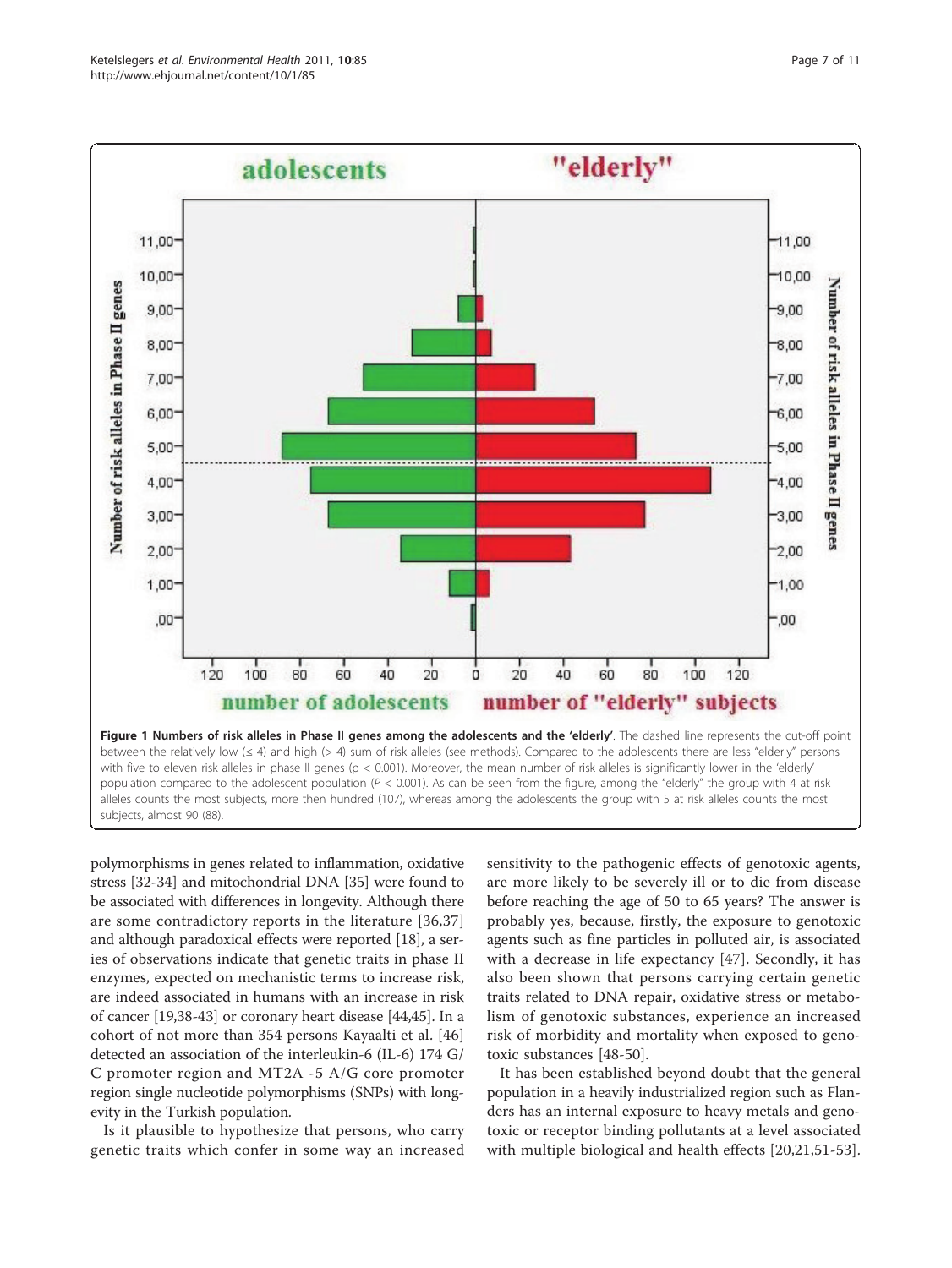**Figure 1 Numbers of risk alleles in Phase II genes among the adolescents and the 'elderly'**. The dashed line represents the cut-off point between the relatively low (≤ 4) and high (> 4) sum of risk alleles (see methods). Compared to the adolescents there are less "elderly" persons with five to eleven risk alleles in phase II genes (p < 0.001). Moreover, the mean number of risk alleles is significantly lower in the 'elderly' population compared to the adolescent population ($P < 0.001$). As can be seen from the figure, among the "elderly" the group with 4 at risk alleles counts the most subjects, more then hundred (107), whereas among the adolescents the group with 5 at risk alleles counts the most subjects, almost 90 (88).

polymorphisms in genes related to inflammation, oxidative stress [32-34] and mitochondrial DNA [35] were found to be associated with differences in longevity. Although there are some contradictory reports in the literature [36,37] and although paradoxical effects were reported [18], a series of observations indicate that genetic traits in phase II enzymes, expected on mechanistic terms to increase risk, are indeed associated in humans with an increase in risk of cancer [19,38-43] or coronary heart disease [44,45]. In a cohort of not more than 354 persons Kayaalti et al. [46] detected an association of the interleukin-6 (IL-6) 174 G/C promoter region and MT2A -5 A/G core promoter region single nucleotide polymorphisms (SNPs) with longevity in the Turkish population.

Is it plausible to hypothesize that persons, who carry genetic traits which confer in some way an increased sensitivity to the pathogenic effects of genotoxic agents, are more likely to be severely ill or to die from disease before reaching the age of 50 to 65 years? The answer is probably yes, because, firstly, the exposure to genotoxic agents such as fine particles in polluted air, is associated with a decrease in life expectancy [47]. Secondly, it has also been shown that persons carrying certain genetic traits related to DNA repair, oxidative stress or metabolism of genotoxic substances, experience an increased risk of morbidity and mortality when exposed to genotoxic substances [48-50].

It has been established beyond doubt that the general population in a heavily industrialized region such as Flanders has an internal exposure to heavy metals and genotoxic or receptor binding pollutants at a level associated with multiple biological and health effects [20,21,51-53].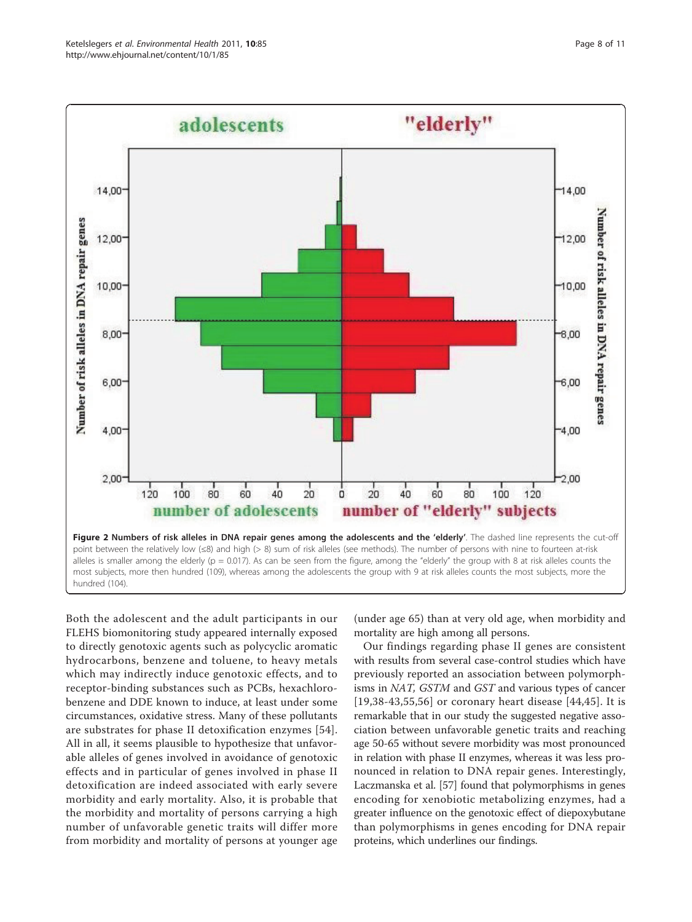**Figure 2 Numbers of risk alleles in DNA repair genes among the adolescents and the 'elderly'**. The dashed line represents the cut-off point between the relatively low (≤8) and high (> 8) sum of risk alleles (see methods). The number of persons with nine to fourteen at-risk alleles is smaller among the elderly (p = 0.017). As can be seen from the figure, among the "elderly" the group with 8 at risk alleles counts the most subjects, more then hundred (109), whereas among the adolescents the group with 9 at risk alleles counts the most subjects, more the hundred (104).

Both the adolescent and the adult participants in our FLEHS biomonitoring study appeared internally exposed to directly genotoxic agents such as polycyclic aromatic hydrocarbons, benzene and toluene, to heavy metals which may indirectly induce genotoxic effects, and to receptor-binding substances such as PCBs, hexachlorobenzene and DDE known to induce, at least under some circumstances, oxidative stress. Many of these pollutants are substrates for phase II detoxification enzymes [54]. All in all, it seems plausible to hypothesize that unfavorable alleles of genes involved in avoidance of genotoxic effects and in particular of genes involved in phase II detoxification are indeed associated with early severe morbidity and early mortality. Also, it is probable that the morbidity and mortality of persons carrying a high number of unfavorable genetic traits will differ more from morbidity and mortality of persons at younger age (under age 65) than at very old age, when morbidity and mortality are high among all persons.

Our findings regarding phase II genes are consistent with results from several case-control studies which have previously reported an association between polymorphisms in *NAT, GSTM* and *GST* and various types of cancer [19,38-43,55,56] or coronary heart disease [44,45]. It is remarkable that in our study the suggested negative association between unfavorable genetic traits and reaching age 50-65 without severe morbidity was most pronounced in relation with phase II enzymes, whereas it was less pronounced in relation to DNA repair genes. Interestingly, Laczmanska et al. [57] found that polymorphisms in genes encoding for xenobiotic metabolizing enzymes, had a greater influence on the genotoxic effect of diepoxybutane than polymorphisms in genes encoding for DNA repair proteins, which underlines our findings.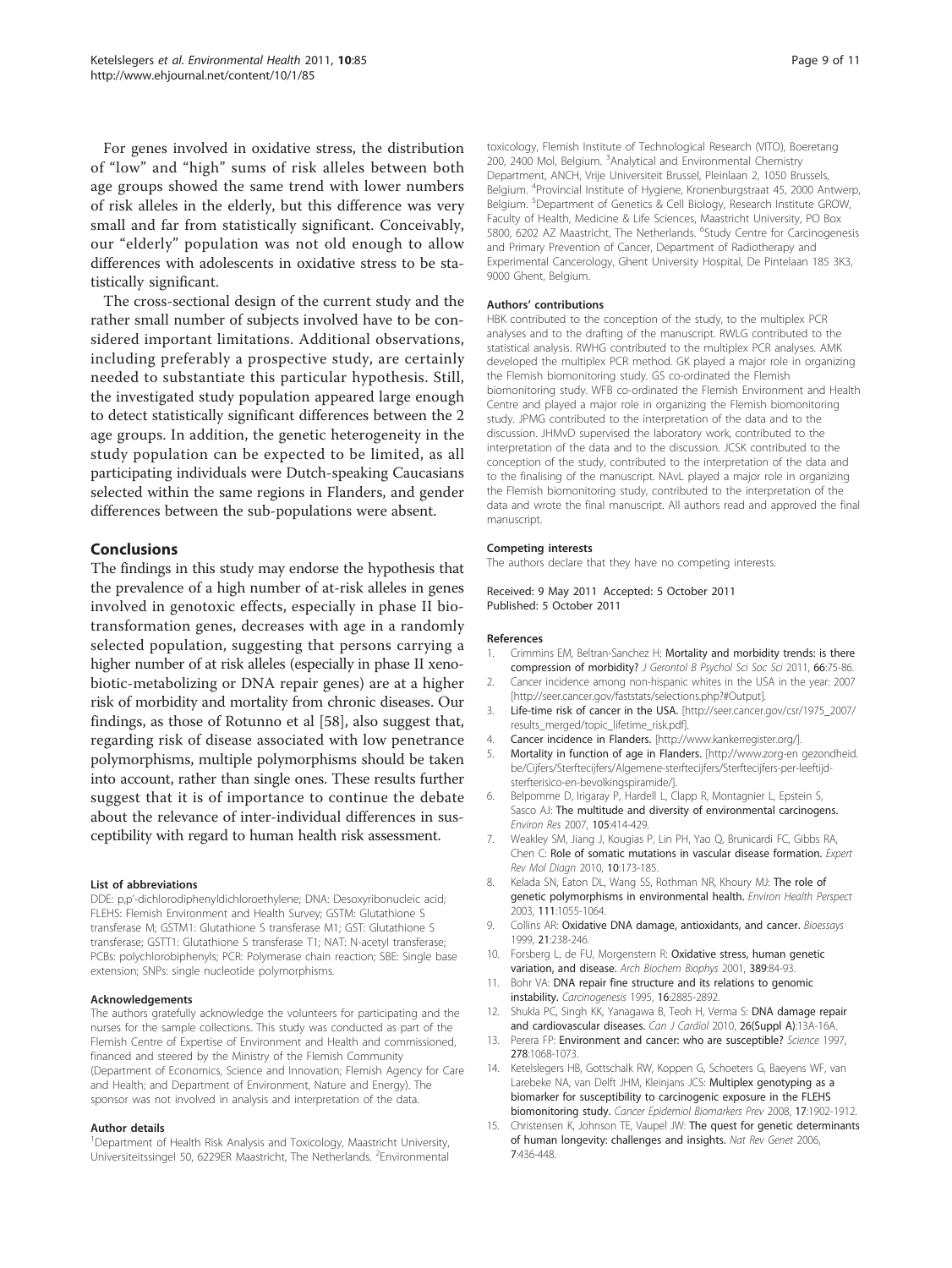For genes involved in oxidative stress, the distribution of "low" and "high" sums of risk alleles between both age groups showed the same trend with lower numbers of risk alleles in the elderly, but this difference was very small and far from statistically significant. Conceivably, our "elderly" population was not old enough to allow differences with adolescents in oxidative stress to be statistically significant.

The cross-sectional design of the current study and the rather small number of subjects involved have to be considered important limitations. Additional observations, including preferably a prospective study, are certainly needed to substantiate this particular hypothesis. Still, the investigated study population appeared large enough to detect statistically significant differences between the 2 age groups. In addition, the genetic heterogeneity in the study population can be expected to be limited, as all participating individuals were Dutch-speaking Caucasians selected within the same regions in Flanders, and gender differences between the sub-populations were absent.

## Conclusions

The findings in this study may endorse the hypothesis that the prevalence of a high number of at-risk alleles in genes involved in genotoxic effects, especially in phase II biotransformation genes, decreases with age in a randomly selected population, suggesting that persons carrying a higher number of at risk alleles (especially in phase II xenobiotic-metabolizing or DNA repair genes) are at a higher risk of morbidity and mortality from chronic diseases. Our findings, as those of Rotunno et al [58], also suggest that, regarding risk of disease associated with low penetrance polymorphisms, multiple polymorphisms should be taken into account, rather than single ones. These results further suggest that it is of importance to continue the debate about the relevance of inter-individual differences in susceptibility with regard to human health risk assessment.

#### List of abbreviations

DDE: p,p'-dichlorodiphenyldichloroethylene; DNA: Desoxyribonucleic acid; FLEHS: Flemish Environment and Health Survey; GSTM: Glutathione S transferase M; GSTM1: Glutathione S transferase M1; GST: Glutathione S transferase; GSTT1: Glutathione S transferase T1; NAT: N-acetyl transferase; PCBs: polychlorobiphenyls; PCR: Polymerase chain reaction; SBE: Single base extension; SNPs: single nucleotide polymorphisms.

#### Acknowledgements

The authors gratefully acknowledge the volunteers for participating and the nurses for the sample collections. This study was conducted as part of the Flemish Centre of Expertise of Environment and Health and commissioned, financed and steered by the Ministry of the Flemish Community (Department of Economics, Science and Innovation; Flemish Agency for Care and Health; and Department of Environment, Nature and Energy). The sponsor was not involved in analysis and interpretation of the data.

#### Author details

[1]Department of Health Risk Analysis and Toxicology, Maastricht University, Universiteitssingel 50, 6229ER Maastricht, The Netherlands. [2]Environmental toxicology, Flemish Institute of Technological Research (VITO), Boeretang 200, 2400 Mol, Belgium. [3]Analytical and Environmental Chemistry Department, ANCH, Vrije Universiteit Brussel, Pleinlaan 2, 1050 Brussels, Belgium. [4]Provincial Institute of Hygiene, Kronenburgstraat 45, 2000 Antwerp, Belgium. [5]Department of Genetics & Cell Biology, Research Institute GROW, Faculty of Health, Medicine & Life Sciences, Maastricht University, PO Box 5800, 6202 AZ Maastricht, The Netherlands. [6]Study Centre for Carcinogenesis and Primary Prevention of Cancer, Department of Radiotherapy and Experimental Cancerology, Ghent University Hospital, De Pintelaan 185 3K3, 9000 Ghent, Belgium.

#### Authors' contributions

HBK contributed to the conception of the study, to the multiplex PCR analyses and to the drafting of the manuscript. RWLG contributed to the statistical analysis. RWHG contributed to the multiplex PCR analyses. AMK developed the multiplex PCR method. GK played a major role in organizing the Flemish biomonitoring study. GS co-ordinated the Flemish biomonitoring study. WFB co-ordinated the Flemish Environment and Health Centre and played a major role in organizing the Flemish biomonitoring study. JPMG contributed to the interpretation of the data and to the discussion. JHMvD supervised the laboratory work, contributed to the interpretation of the data and to the discussion. JCSK contributed to the conception of the study, contributed to the interpretation of the data and to the finalising of the manuscript. NAvL played a major role in organizing the Flemish biomonitoring study, contributed to the interpretation of the data and wrote the final manuscript. All authors read and approved the final manuscript.

#### Competing interests

The authors declare that they have no competing interests.

Received: 9 May 2011 Accepted: 5 October 2011
Published: 5 October 2011

#### References

1. Crimmins EM, Beltran-Sanchez H: **Mortality and morbidity trends: is there compression of morbidity?** *J Gerontol B Psychol Sci Soc Sci* 2011, **66**:75-86.
2. Cancer incidence among non-hispanic whites in the USA in the year: 2007 [http://seer.cancer.gov/faststats/selections.php?#Output].
3. **Life-time risk of cancer in the USA.** [http://seer.cancer.gov/csr/1975_2007/results_merged/topic_lifetime_risk.pdf].
4. **Cancer incidence in Flanders.** [http://www.kankerregister.org/].
5. **Mortality in function of age in Flanders.** [http://www.zorg-en gezondheid.be/Cijfers/Sterftecijfers/Algemene-sterftecijfers/Sterftecijfers-per-leeftijd-sterfterisico-en-bevolkingspiramide/].
6. Belpomme D, Irigaray P, Hardell L, Clapp R, Montagnier L, Epstein S, Sasco AJ: **The multitude and diversity of environmental carcinogens.** *Environ Res* 2007, **105**:414-429.
7. Weakley SM, Jiang J, Kougias P, Lin PH, Yao Q, Brunicardi FC, Gibbs RA, Chen C: **Role of somatic mutations in vascular disease formation.** *Expert Rev Mol Diagn* 2010, **10**:173-185.
8. Kelada SN, Eaton DL, Wang SS, Rothman NR, Khoury MJ: **The role of genetic polymorphisms in environmental health.** *Environ Health Perspect* 2003, **111**:1055-1064.
9. Collins AR: **Oxidative DNA damage, antioxidants, and cancer.** *Bioessays* 1999, **21**:238-246.
10. Forsberg L, de FU, Morgenstern R: **Oxidative stress, human genetic variation, and disease.** *Arch Biochem Biophys* 2001, **389**:84-93.
11. Bohr VA: **DNA repair fine structure and its relations to genomic instability.** *Carcinogenesis* 1995, **16**:2885-2892.
12. Shukla PC, Singh KK, Yanagawa B, Teoh H, Verma S: **DNA damage repair and cardiovascular diseases.** *Can J Cardiol* 2010, **26(Suppl A)**:13A-16A.
13. Perera FP: **Environment and cancer: who are susceptible?** *Science* 1997, **278**:1068-1073.
14. Ketelslegers HB, Gottschalk RW, Koppen G, Schoeters G, Baeyens WF, van Larebeke NA, van Delft JHM, Kleinjans JCS: **Multiplex genotyping as a biomarker for susceptibility to carcinogenic exposure in the FLEHS biomonitoring study.** *Cancer Epidemiol Biomarkers Prev* 2008, **17**:1902-1912.
15. Christensen K, Johnson TE, Vaupel JW: **The quest for genetic determinants of human longevity: challenges and insights.** *Nat Rev Genet* 2006, **7**:436-448.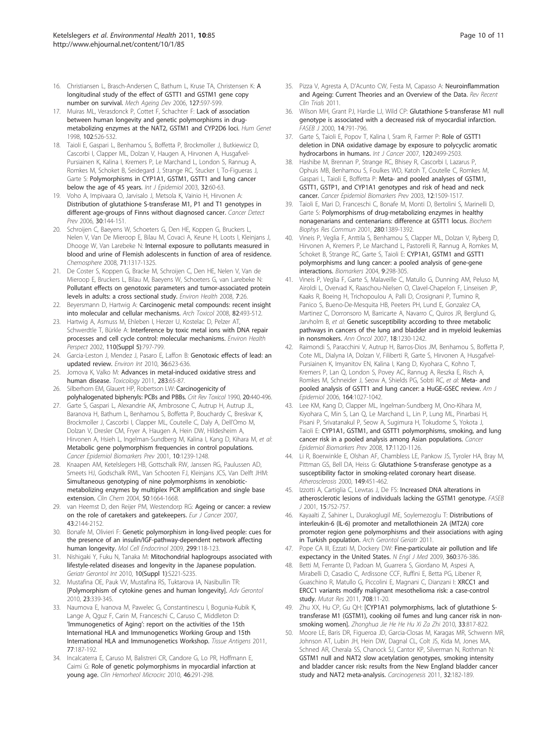16. Christiansen L, Brasch-Andersen C, Bathum L, Kruse TA, Christensen K: A longitudinal study of the effect of GSTT1 and GSTM1 gene copy number on survival. *Mech Ageing Dev* 2006, 127:597-599.
17. Muiras ML, Verasdonck P, Cottet F, Schachter F: Lack of association between human longevity and genetic polymorphisms in drug-metabolizing enzymes at the NAT2, GSTM1 and CYP2D6 loci. *Hum Genet* 1998, 102:526-532.
18. Taioli E, Gaspari L, Benhamou S, Boffetta P, Brockmoller J, Butkiewicz D, Cascorbi I, Clapper ML, Dolzan V, Haugen A, Hirvonen A, Husgafvel-Pursiainen K, Kalina I, Kremers P, Le Marchand L, London S, Rannug A, Romkes M, Schoket B, Seidegard J, Strange RC, Stucker I, To-Figueras J, Garte S: Polymorphisms in CYP1A1, GSTM1, GSTT1 and lung cancer below the age of 45 years. *Int J Epidemiol* 2003, 32:60-63.
19. Voho A, Impivaara O, Jarvisalo J, Metsola K, Vainio H, Hirvonen A: Distribution of glutathione S-transferase M1, P1 and T1 genotypes in different age-groups of Finns without diagnosed cancer. *Cancer Detect Prev* 2006, 30:144-151.
20. Schroijen C, Baeyens W, Schoeters G, Den HE, Koppen G, Bruckers L, Nelen V, Van De Mieroop E, Bilau M, Covaci A, Keune H, Loots I, Kleinjans J, Dhooge W, Van Larebeke N: Internal exposure to pollutants measured in blood and urine of Flemish adolescents in function of area of residence. *Chemosphere* 2008, 71:1317-1325.
21. De Coster S, Koppen G, Bracke M, Schroijen C, Den HE, Nelen V, Van de Mieroop E, Bruckers L, Bilau M, Baeyens W, Schoeters G, van Larebeke N: Pollutant effects on genotoxic parameters and tumor-associated protein levels in adults: a cross sectional study. *Environ Health* 2008, 7:26.
22. Beyersmann D, Hartwig A: Carcinogenic metal compounds: recent insight into molecular and cellular mechanisms. *Arch Toxicol* 2008, 82:493-512.
23. Hartwig A, Asmuss M, Ehleben I, Herzer U, Kostelac D, Pelzer AT, Schwerdtle T, Bürkle A: Interference by toxic metal ions with DNA repair processes and cell cycle control: molecular mechanisms. *Environ Health Perspect* 2002, 110(Suppl 5):797-799.
24. Garcia-Leston J, Mendez J, Pasaro E, Laffon B: Genotoxic effects of lead: an updated review. *Environ Int* 2010, 36:623-636.
25. Jomova K, Valko M: Advances in metal-induced oxidative stress and human disease. *Toxicology* 2011, 283:65-87.
26. Silberhorn EM, Glauert HP, Robertson LW: Carcinogenicity of polyhalogenated biphenyls: PCBs and PBBs. *Crit Rev Toxicol* 1990, 20:440-496.
27. Garte S, Gaspari L, Alexandrie AK, Ambrosone C, Autrup H, Autrup JL, Baranova H, Bathum L, Benhamou S, Boffetta P, Bouchardy C, Breskvar K, Brockmoller J, Cascorbi I, Clapper ML, Coutelle C, Daly A, Dell'Omo M, Dolzan V, Dresler CM, Fryer A, Haugen A, Hein DW, Hildesheim A, Hirvonen A, Hsieh L, Ingelman-Sundberg M, Kalina I, Kang D, Kihara M, *et al*: Metabolic gene polymorphism frequencies in control populations. *Cancer Epidemiol Biomarkers Prev* 2001, 10:1239-1248.
28. Knaapen AM, Ketelslegers HB, Gottschalk RW, Janssen RG, Paulussen AD, Smeets HJ, Godschalk RWL, Van Schooten FJ, Kleinjans JCS, Van Delft JHM: Simultaneous genotyping of nine polymorphisms in xenobiotic-metabolizing enzymes by multiplex PCR amplification and single base extension. *Clin Chem* 2004, 50:1664-1668.
29. van Heemst D, den Reijer PM, Westendorp RG: Ageing or cancer: a review on the role of caretakers and gatekeepers. *Eur J Cancer* 2007, 43:2144-2152.
30. Bonafe M, Olivieri F: Genetic polymorphism in long-lived people: cues for the presence of an insulin/IGF-pathway-dependent network affecting human longevity. *Mol Cell Endocrinol* 2009, 299:118-123.
31. Nishigaki Y, Fuku N, Tanaka M: Mitochondrial haplogroups associated with lifestyle-related diseases and longevity in the Japanese population. *Geriatr Gerontol Int* 2010, 10(Suppl 1):S221-S235.
32. Mustafina OE, Pauk VV, Mustafina RS, Tuktarova IA, Nasibullin TR: [Polymorphism of cytokine genes and human longevity]. *Adv Gerontol* 2010, 23:339-345.
33. Naumova E, Ivanova M, Pawelec G, Constantinescu I, Bogunia-Kubik K, Lange A, Qguz F, Carin M, Franceschi C, Caruso C, Middleton D: 'Immunogenetics of Aging': report on the activities of the 15th International HLA and Immunogenetics Working Group and 15th International HLA and Immunogenetics Workshop. *Tissue Antigens* 2011, 77:187-192.
34. Incalcaterra E, Caruso M, Balistreri CR, Candore G, Lo PR, Hoffmann E, Caimi G: Role of genetic polymorphisms in myocardial infarction at young age. *Clin Hemorheol Microcirc* 2010, 46:291-298.
35. Pizza V, Agresta A, D'Acunto CW, Festa M, Capasso A: Neuroinflammation and Ageing: Current Theories and an Overview of the Data. *Rev Recent Clin Trials* 2011.
36. Wilson MH, Grant PJ, Hardie LJ, Wild CP: Glutathione S-transferase M1 null genotype is associated with a decreased risk of myocardial infarction. *FASEB J* 2000, 14:791-796.
37. Garte S, Taioli E, Popov T, Kalina I, Sram R, Farmer P: Role of GSTT1 deletion in DNA oxidative damage by exposure to polycyclic aromatic hydrocarbons in humans. *Int J Cancer* 2007, 120:2499-2503.
38. Hashibe M, Brennan P, Strange RC, Bhisey R, Cascorbi I, Lazarus P, Ophuis MB, Benhamou S, Foulkes WD, Katoh T, Coutelle C, Romkes M, Gaspari L, Taioli E, Boffetta P: Meta- and pooled analyses of GSTM1, GSTT1, GSTP1, and CYP1A1 genotypes and risk of head and neck cancer. *Cancer Epidemiol Biomarkers Prev* 2003, 12:1509-1517.
39. Taioli E, Mari D, Franceschi C, Bonafe M, Monti D, Bertolini S, Marinelli D, Garte S: Polymorphisms of drug-metabolizing enzymes in healthy nonagenarians and centenarians: difference at GSTT1 locus. *Biochem Biophys Res Commun* 2001, 280:1389-1392.
40. Vineis P, Veglia F, Anttila S, Benhamou S, Clapper ML, Dolzan V, Ryberg D, Hirvonen A, Kremers P, Le Marchand L, Pastorelli R, Rannug A, Romkes M, Schoket B, Strange RC, Garte S, Taioli E: CYP1A1, GSTM1 and GSTT1 polymorphisms and lung cancer: a pooled analysis of gene-gene interactions. *Biomarkers* 2004, 9:298-305.
41. Vineis P, Veglia F, Garte S, Malaveille C, Matullo G, Dunning AM, Peluso M, Airoldi L, Overvad K, Raaschou-Nielsen O, Clavel-Chapelon F, Linseisen JP, Kaaks R, Boeing H, Trichopoulou A, Palli D, Crosignani P, Tumino R, Panico S, Bueno-De-Mesquita HB, Peeters PH, Lund E, Gonzalez CA, Martinez C, Dorronsoro M, Barricarte A, Navarro C, Quiros JR, Berglund G, Jarvholm B, *et al*: Genetic susceptibility according to three metabolic pathways in cancers of the lung and bladder and in myeloid leukemias in nonsmokers. *Ann Oncol* 2007, 18:1230-1242.
42. Raimondi S, Paracchini V, Autrup H, Barros-Dios JM, Benhamou S, Boffetta P, Cote ML, Dialyna IA, Dolzan V, Filiberti R, Garte S, Hirvonen A, Husgafvel-Pursiainen K, Imyanitov EN, Kalina I, Kang D, Kiyohara C, Kohno T, Kremers P, Lan Q, London S, Povey AC, Rannug A, Reszka E, Risch A, Romkes M, Schneider J, Seow A, Shields PG, Sobti RC, *et al*: Meta- and pooled analysis of GSTT1 and lung cancer: a HuGE-GSEC review. *Am J Epidemiol* 2006, 164:1027-1042.
43. Lee KM, Kang D, Clapper ML, Ingelman-Sundberg M, Ono-Kihara M, Kiyohara C, Min S, Lan Q, Le Marchand L, Lin P, Lung ML, Pinarbasi H, Pisani P, Srivatanakul P, Seow A, Sugimura H, Tokudome S, Yokota J, Taioli E: CYP1A1, GSTM1, and GSTT1 polymorphisms, smoking, and lung cancer risk in a pooled analysis among Asian populations. *Cancer Epidemiol Biomarkers Prev* 2008, 17:1120-1126.
44. Li R, Boerwinkle E, Olshan AF, Chambless LE, Pankow JS, Tyroler HA, Bray M, Pittman GS, Bell DA, Heiss G: Glutathione S-transferase genotype as a susceptibility factor in smoking-related coronary heart disease. *Atherosclerosis* 2000, 149:451-462.
45. Izzotti A, Cartiglia C, Lewtas J, De FS: Increased DNA alterations in atherosclerotic lesions of individuals lacking the GSTM1 genotype. *FASEB J* 2001, 15:752-757.
46. Kayaalti Z, Sahiner L, Durakoglugil ME, Soylemezoglu T: Distributions of interleukin-6 (IL-6) promoter and metallothionein 2A (MT2A) core promoter region gene polymorphisms and their associations with aging in Turkish population. *Arch Gerontol Geriatr* 2011.
47. Pope CA III, Ezzati M, Dockery DW: Fine-particulate air pollution and life expectancy in the United States. *N Engl J Med* 2009, 360:376-386.
48. Betti M, Ferrante D, Padoan M, Guarrera S, Giordano M, Aspesi A, Mirabelli D, Casadio C, Ardissone CCF, Ruffini E, Betta PG, Libener R, Guaschino R, Matullo G, Piccolini E, Magnani C, Dianzani I: XRCC1 and ERCC1 variants modify malignant mesothelioma risk: a case-control study. *Mutat Res* 2011, 708:11-20.
49. Zhu XX, Hu CP, Gu QH: [CYP1A1 polymorphisms, lack of glutathione S-transferase M1 (GSTM1), cooking oil fumes and lung cancer risk in non-smoking women]. *Zhonghua Jie He He Hu Xi Za Zhi* 2010, 33:817-822.
50. Moore LE, Baris DR, Figueroa JD, Garcia-Closas M, Karagas MR, Schwenn MR, Johnson AT, Lubin JH, Hein DW, Dagnal CL, Colt JS, Kida M, Jones MA, Schned AR, Cherala SS, Chanock SJ, Cantor KP, Silverman N, Rothman N: GSTM1 null and NAT2 slow acetylation genotypes, smoking intensity and bladder cancer risk: results from the New England bladder cancer study and NAT2 meta-analysis. *Carcinogenesis* 2011, 32:182-189.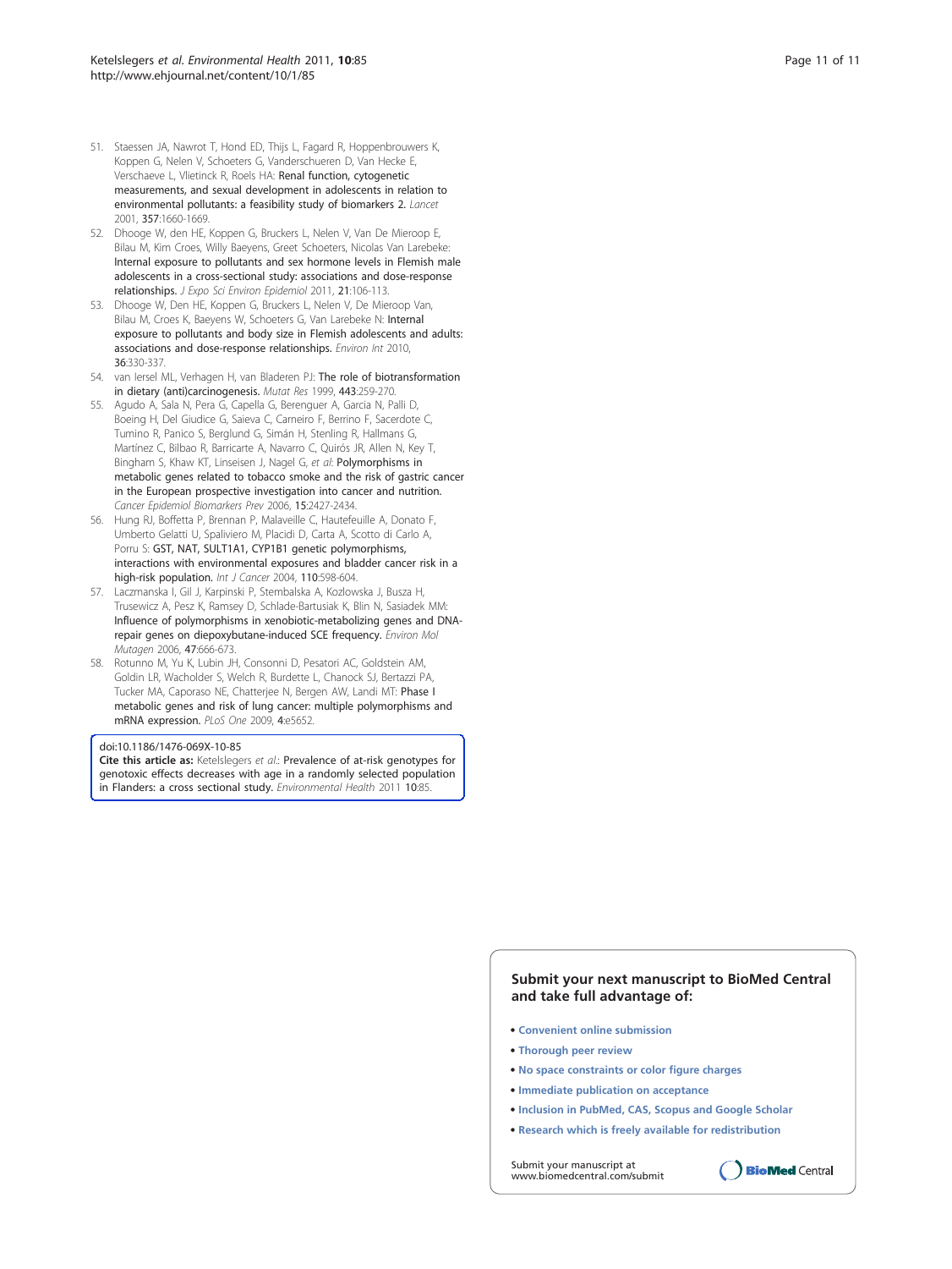51. Staessen JA, Nawrot T, Hond ED, Thijs L, Fagard R, Hoppenbrouwers K, Koppen G, Nelen V, Schoeters G, Vanderschueren D, Van Hecke E, Verschaeve L, Vlietinck R, Roels HA: **Renal function, cytogenetic measurements, and sexual development in adolescents in relation to environmental pollutants: a feasibility study of biomarkers 2.** *Lancet* 2001, **357**:1660-1669.
52. Dhooge W, den HE, Koppen G, Bruckers L, Nelen V, Van De Mieroop E, Bilau M, Kim Croes, Willy Baeyens, Greet Schoeters, Nicolas Van Larebeke: **Internal exposure to pollutants and sex hormone levels in Flemish male adolescents in a cross-sectional study: associations and dose-response relationships.** *J Expo Sci Environ Epidemiol* 2011, **21**:106-113.
53. Dhooge W, Den HE, Koppen G, Bruckers L, Nelen V, De Mieroop Van, Bilau M, Croes K, Baeyens W, Schoeters G, Van Larebeke N: **Internal exposure to pollutants and body size in Flemish adolescents and adults: associations and dose-response relationships.** *Environ Int* 2010, **36**:330-337.
54. van Iersel ML, Verhagen H, van Bladeren PJ: **The role of biotransformation in dietary (anti)carcinogenesis.** *Mutat Res* 1999, **443**:259-270.
55. Agudo A, Sala N, Pera G, Capella G, Berenguer A, Garcia N, Palli D, Boeing H, Del Giudice G, Saieva C, Carneiro F, Berrino F, Sacerdote C, Tumino R, Panico S, Berglund G, Simán H, Stenling R, Hallmans G, Martínez C, Bilbao R, Barricarte A, Navarro C, Quirós JR, Allen N, Key T, Bingham S, Khaw KT, Linseisen J, Nagel G, *et al*: **Polymorphisms in metabolic genes related to tobacco smoke and the risk of gastric cancer in the European prospective investigation into cancer and nutrition.** *Cancer Epidemiol Biomarkers Prev* 2006, **15**:2427-2434.
56. Hung RJ, Boffetta P, Brennan P, Malaveille C, Hautefeuille A, Donato F, Umberto Gelatti U, Spaliviero M, Placidi D, Carta A, Scotto di Carlo A, Porru S: **GST, NAT, SULT1A1, CYP1B1 genetic polymorphisms, interactions with environmental exposures and bladder cancer risk in a high-risk population.** *Int J Cancer* 2004, **110**:598-604.
57. Laczmanska I, Gil J, Karpinski P, Stembalska A, Kozlowska J, Busza H, Trusewicz A, Pesz K, Ramsey D, Schlade-Bartusiak K, Blin N, Sasiadek MM: **Influence of polymorphisms in xenobiotic-metabolizing genes and DNA-repair genes on diepoxybutane-induced SCE frequency.** *Environ Mol Mutagen* 2006, **47**:666-673.
58. Rotunno M, Yu K, Lubin JH, Consonni D, Pesatori AC, Goldstein AM, Goldin LR, Wacholder S, Welch R, Burdette L, Chanock SJ, Bertazzi PA, Tucker MA, Caporaso NE, Chatterjee N, Bergen AW, Landi MT: **Phase I metabolic genes and risk of lung cancer: multiple polymorphisms and mRNA expression.** *PLoS One* 2009, **4**:e5652.

doi:10.1186/1476-069X-10-85

**Cite this article as:** Ketelslegers *et al.*: Prevalence of at-risk genotypes for genotoxic effects decreases with age in a randomly selected population in Flanders: a cross sectional study. *Environmental Health* 2011 **10**:85.

**Submit your next manuscript to BioMed Central and take full advantage of:**

- **Convenient online submission**
- **Thorough peer review**
- **No space constraints or color figure charges**
- **Immediate publication on acceptance**
- **Inclusion in PubMed, CAS, Scopus and Google Scholar**
- **Research which is freely available for redistribution**

Submit your manuscript at www.biomedcentral.com/submit

BioMed Central